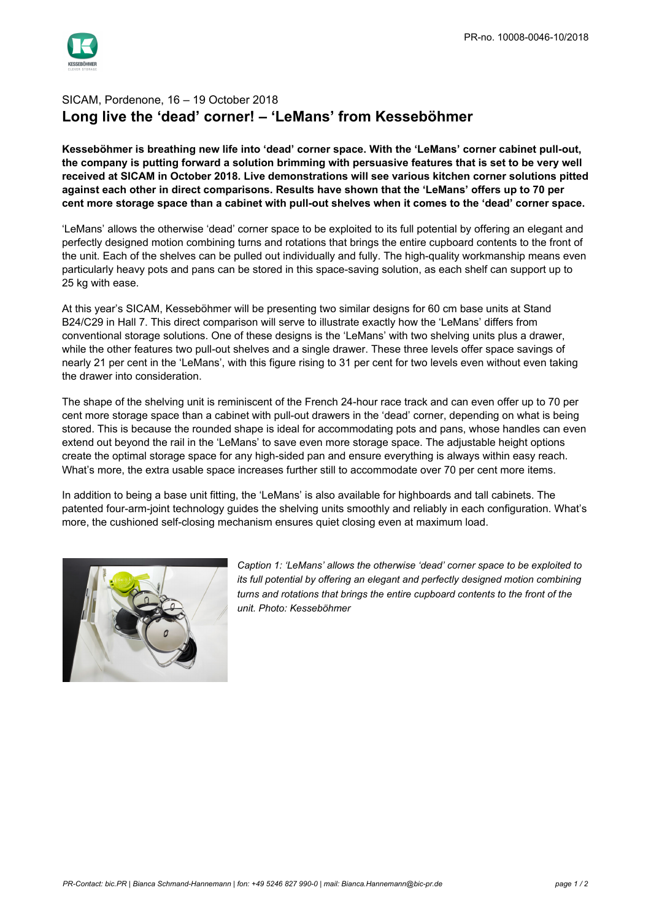PR-no. 10008-0046-10/2018

SICAM, Pordenone, 16 – 19 October 2018

# Long live the ‘dead’ corner! – ‘LeMans’ from Kesseböhmer

**Kesseböhmer is breathing new life into ‘dead’ corner space. With the ‘LeMans’ corner cabinet pull-out, the company is putting forward a solution brimming with persuasive features that is set to be very well received at SICAM in October 2018. Live demonstrations will see various kitchen corner solutions pitted against each other in direct comparisons. Results have shown that the ‘LeMans’ offers up to 70 per cent more storage space than a cabinet with pull-out shelves when it comes to the ‘dead’ corner space.**

‘LeMans’ allows the otherwise ‘dead’ corner space to be exploited to its full potential by offering an elegant and perfectly designed motion combining turns and rotations that brings the entire cupboard contents to the front of the unit. Each of the shelves can be pulled out individually and fully. The high-quality workmanship means even particularly heavy pots and pans can be stored in this space-saving solution, as each shelf can support up to 25 kg with ease.

At this year’s SICAM, Kesseböhmer will be presenting two similar designs for 60 cm base units at Stand B24/C29 in Hall 7. This direct comparison will serve to illustrate exactly how the ‘LeMans’ differs from conventional storage solutions. One of these designs is the ‘LeMans’ with two shelving units plus a drawer, while the other features two pull-out shelves and a single drawer. These three levels offer space savings of nearly 21 per cent in the ‘LeMans’, with this figure rising to 31 per cent for two levels even without even taking the drawer into consideration.

The shape of the shelving unit is reminiscent of the French 24-hour race track and can even offer up to 70 per cent more storage space than a cabinet with pull-out drawers in the ‘dead’ corner, depending on what is being stored. This is because the rounded shape is ideal for accommodating pots and pans, whose handles can even extend out beyond the rail in the ‘LeMans’ to save even more storage space. The adjustable height options create the optimal storage space for any high-sided pan and ensure everything is always within easy reach. What’s more, the extra usable space increases further still to accommodate over 70 per cent more items.

In addition to being a base unit fitting, the ‘LeMans’ is also available for highboards and tall cabinets. The patented four-arm-joint technology guides the shelving units smoothly and reliably in each configuration. What’s more, the cushioned self-closing mechanism ensures quiet closing even at maximum load.

*Caption 1: ‘LeMans’ allows the otherwise ‘dead’ corner space to be exploited to its full potential by offering an elegant and perfectly designed motion combining turns and rotations that brings the entire cupboard contents to the front of the unit. Photo: Kesseböhmer*

*PR-Contact: bic.PR | Bianca Schmand-Hannemann | fon: +49 5246 827 990-0 | mail: Bianca.Hannemann@bic-pr.de*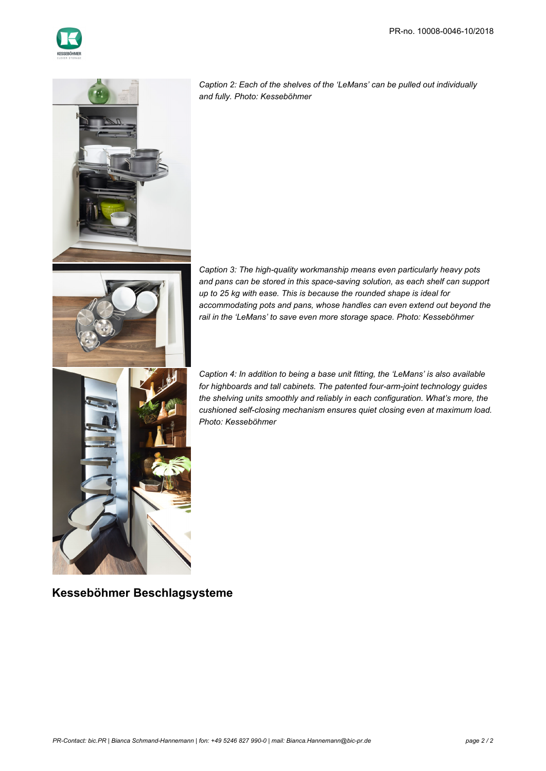*Caption 2: Each of the shelves of the 'LeMans' can be pulled out individually and fully. Photo: Kesseböhmer*

*Caption 3: The high-quality workmanship means even particularly heavy pots and pans can be stored in this space-saving solution, as each shelf can support up to 25 kg with ease. This is because the rounded shape is ideal for accommodating pots and pans, whose handles can even extend out beyond the rail in the 'LeMans' to save even more storage space. Photo: Kesseböhmer*

*Caption 4: In addition to being a base unit fitting, the 'LeMans' is also available for highboards and tall cabinets. The patented four-arm-joint technology guides the shelving units smoothly and reliably in each configuration. What's more, the cushioned self-closing mechanism ensures quiet closing even at maximum load. Photo: Kesseböhmer*

## Kesseböhmer Beschlagsysteme

*PR-Contact: bic.PR | Bianca Schmand-Hannemann | fon: +49 5246 827 990-0 | mail: Bianca.Hannemann@bic-pr.de*